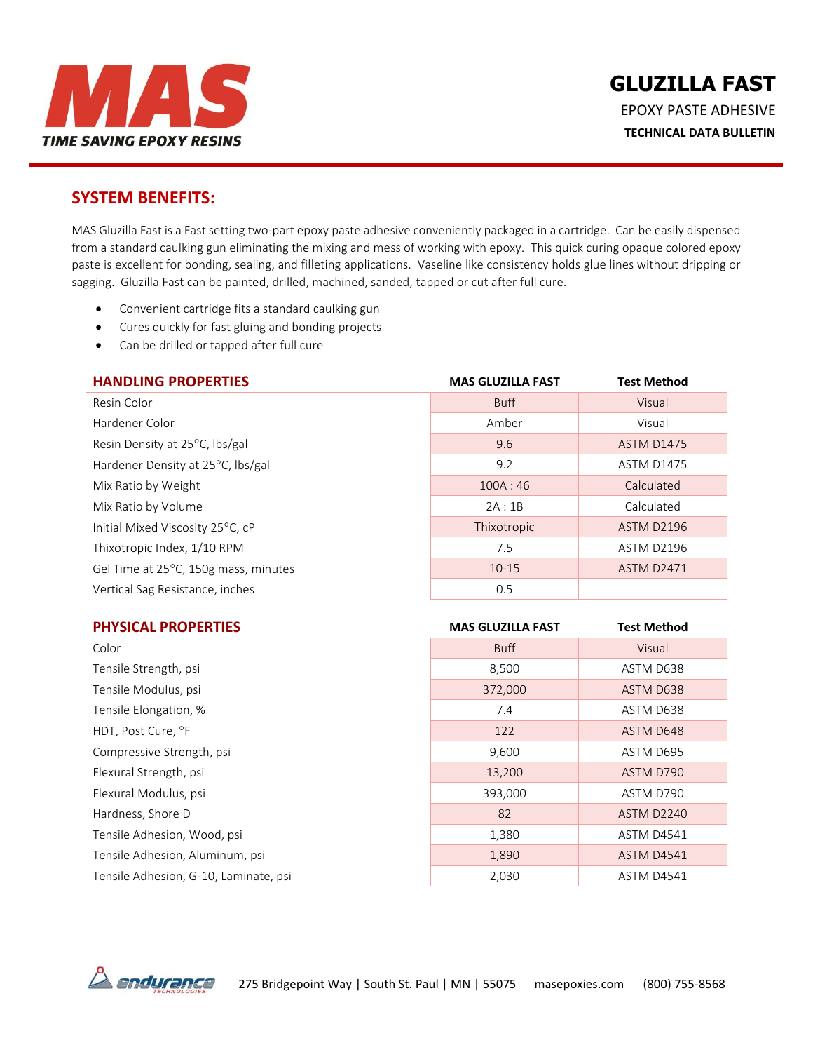**MAS**

***TIME SAVING EPOXY RESINS***

# GLUZILLA FAST

EPOXY PASTE ADHESIVE

**TECHNICAL DATA BULLETIN**

## SYSTEM BENEFITS:

MAS Gluzilla Fast is a Fast setting two-part epoxy paste adhesive conveniently packaged in a cartridge. Can be easily dispensed from a standard caulking gun eliminating the mixing and mess of working with epoxy. This quick curing opaque colored epoxy paste is excellent for bonding, sealing, and filleting applications. Vaseline like consistency holds glue lines without dripping or sagging. Gluzilla Fast can be painted, drilled, machined, sanded, tapped or cut after full cure.

- Convenient cartridge fits a standard caulking gun
- Cures quickly for fast gluing and bonding projects
- Can be drilled or tapped after full cure

| HANDLING PROPERTIES | MAS GLUZILLA FAST | Test Method |
|---|---|---|
| Resin Color | Buff | Visual |
| Hardener Color | Amber | Visual |
| Resin Density at 25°C, lbs/gal | 9.6 | ASTM D1475 |
| Hardener Density at 25°C, lbs/gal | 9.2 | ASTM D1475 |
| Mix Ratio by Weight | 100A : 46 | Calculated |
| Mix Ratio by Volume | 2A : 1B | Calculated |
| Initial Mixed Viscosity 25°C, cP | Thixotropic | ASTM D2196 |
| Thixotropic Index, 1/10 RPM | 7.5 | ASTM D2196 |
| Gel Time at 25°C, 150g mass, minutes | 10-15 | ASTM D2471 |
| Vertical Sag Resistance, inches | 0.5 | |

| PHYSICAL PROPERTIES | MAS GLUZILLA FAST | Test Method |
|---|---|---|
| Color | Buff | Visual |
| Tensile Strength, psi | 8,500 | ASTM D638 |
| Tensile Modulus, psi | 372,000 | ASTM D638 |
| Tensile Elongation, % | 7.4 | ASTM D638 |
| HDT, Post Cure, °F | 122 | ASTM D648 |
| Compressive Strength, psi | 9,600 | ASTM D695 |
| Flexural Strength, psi | 13,200 | ASTM D790 |
| Flexural Modulus, psi | 393,000 | ASTM D790 |
| Hardness, Shore D | 82 | ASTM D2240 |
| Tensile Adhesion, Wood, psi | 1,380 | ASTM D4541 |
| Tensile Adhesion, Aluminum, psi | 1,890 | ASTM D4541 |
| Tensile Adhesion, G-10, Laminate, psi | 2,030 | ASTM D4541 |

endurance TECHNOLOGIES 275 Bridgepoint Way | South St. Paul | MN | 55075 masepoxies.com (800) 755-8568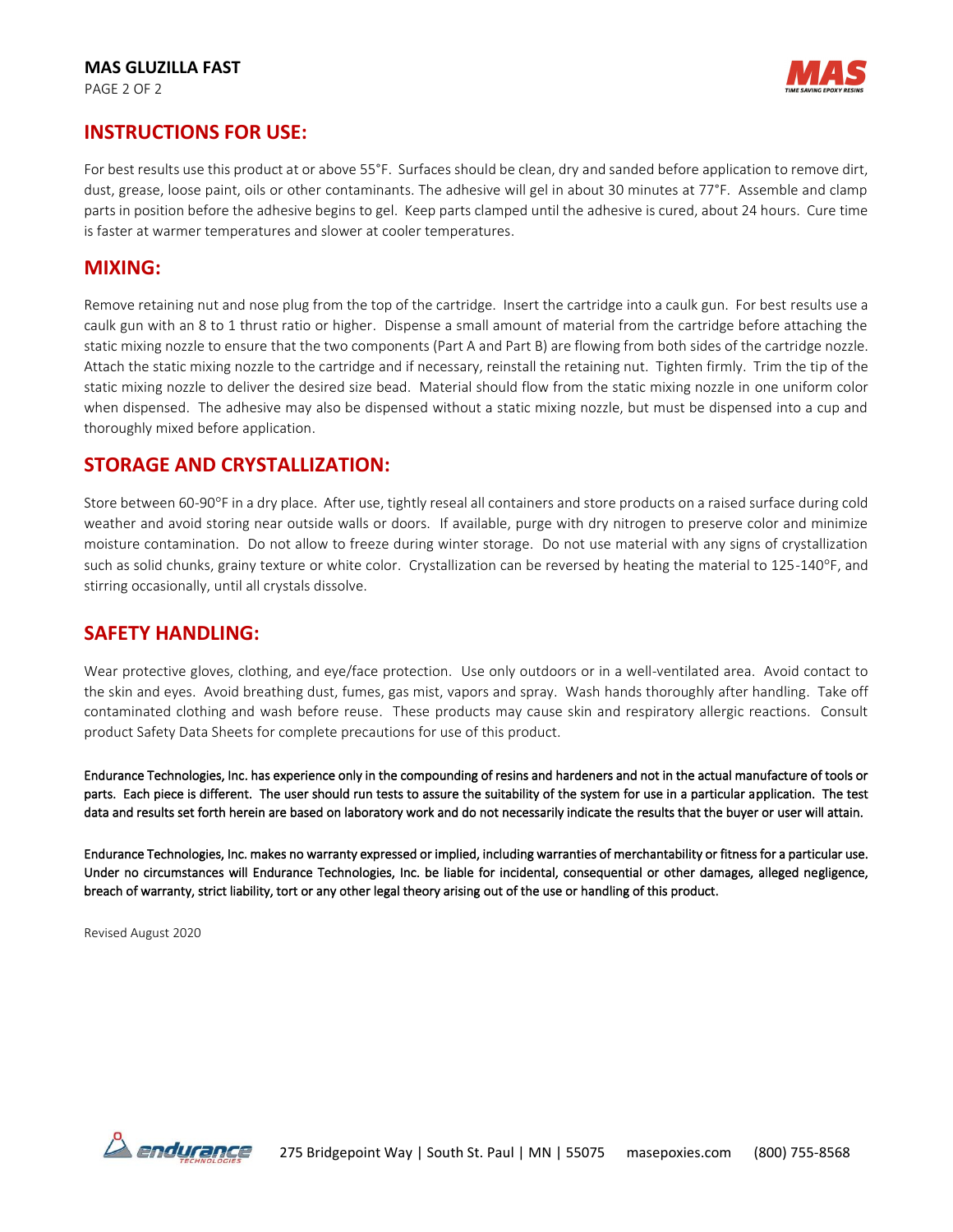## INSTRUCTIONS FOR USE:

For best results use this product at or above 55°F. Surfaces should be clean, dry and sanded before application to remove dirt, dust, grease, loose paint, oils or other contaminants. The adhesive will gel in about 30 minutes at 77°F. Assemble and clamp parts in position before the adhesive begins to gel. Keep parts clamped until the adhesive is cured, about 24 hours. Cure time is faster at warmer temperatures and slower at cooler temperatures.

## MIXING:

Remove retaining nut and nose plug from the top of the cartridge. Insert the cartridge into a caulk gun. For best results use a caulk gun with an 8 to 1 thrust ratio or higher. Dispense a small amount of material from the cartridge before attaching the static mixing nozzle to ensure that the two components (Part A and Part B) are flowing from both sides of the cartridge nozzle. Attach the static mixing nozzle to the cartridge and if necessary, reinstall the retaining nut. Tighten firmly. Trim the tip of the static mixing nozzle to deliver the desired size bead. Material should flow from the static mixing nozzle in one uniform color when dispensed. The adhesive may also be dispensed without a static mixing nozzle, but must be dispensed into a cup and thoroughly mixed before application.

## STORAGE AND CRYSTALLIZATION:

Store between 60-90°F in a dry place. After use, tightly reseal all containers and store products on a raised surface during cold weather and avoid storing near outside walls or doors. If available, purge with dry nitrogen to preserve color and minimize moisture contamination. Do not allow to freeze during winter storage. Do not use material with any signs of crystallization such as solid chunks, grainy texture or white color. Crystallization can be reversed by heating the material to 125-140°F, and stirring occasionally, until all crystals dissolve.

## SAFETY HANDLING:

Wear protective gloves, clothing, and eye/face protection. Use only outdoors or in a well-ventilated area. Avoid contact to the skin and eyes. Avoid breathing dust, fumes, gas mist, vapors and spray. Wash hands thoroughly after handling. Take off contaminated clothing and wash before reuse. These products may cause skin and respiratory allergic reactions. Consult product Safety Data Sheets for complete precautions for use of this product.

Endurance Technologies, Inc. has experience only in the compounding of resins and hardeners and not in the actual manufacture of tools or parts. Each piece is different. The user should run tests to assure the suitability of the system for use in a particular application. The test data and results set forth herein are based on laboratory work and do not necessarily indicate the results that the buyer or user will attain.

Endurance Technologies, Inc. makes no warranty expressed or implied, including warranties of merchantability or fitness for a particular use. Under no circumstances will Endurance Technologies, Inc. be liable for incidental, consequential or other damages, alleged negligence, breach of warranty, strict liability, tort or any other legal theory arising out of the use or handling of this product.

Revised August 2020

275 Bridgepoint Way | South St. Paul | MN | 55075 masepoxies.com (800) 755-8568